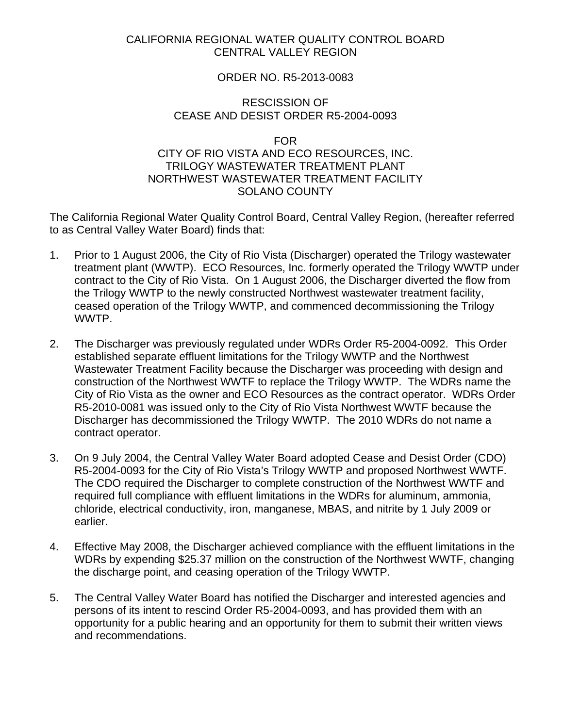CALIFORNIA REGIONAL WATER QUALITY CONTROL BOARD
CENTRAL VALLEY REGION

ORDER NO. R5-2013-0083

RESCISSION OF
CEASE AND DESIST ORDER R5-2004-0093

FOR
CITY OF RIO VISTA AND ECO RESOURCES, INC.
TRILOGY WASTEWATER TREATMENT PLANT
NORTHWEST WASTEWATER TREATMENT FACILITY
SOLANO COUNTY

The California Regional Water Quality Control Board, Central Valley Region, (hereafter referred to as Central Valley Water Board) finds that:

1. Prior to 1 August 2006, the City of Rio Vista (Discharger) operated the Trilogy wastewater treatment plant (WWTP). ECO Resources, Inc. formerly operated the Trilogy WWTP under contract to the City of Rio Vista. On 1 August 2006, the Discharger diverted the flow from the Trilogy WWTP to the newly constructed Northwest wastewater treatment facility, ceased operation of the Trilogy WWTP, and commenced decommissioning the Trilogy WWTP.

2. The Discharger was previously regulated under WDRs Order R5-2004-0092. This Order established separate effluent limitations for the Trilogy WWTP and the Northwest Wastewater Treatment Facility because the Discharger was proceeding with design and construction of the Northwest WWTF to replace the Trilogy WWTP. The WDRs name the City of Rio Vista as the owner and ECO Resources as the contract operator. WDRs Order R5-2010-0081 was issued only to the City of Rio Vista Northwest WWTF because the Discharger has decommissioned the Trilogy WWTP. The 2010 WDRs do not name a contract operator.

3. On 9 July 2004, the Central Valley Water Board adopted Cease and Desist Order (CDO) R5-2004-0093 for the City of Rio Vista's Trilogy WWTP and proposed Northwest WWTF. The CDO required the Discharger to complete construction of the Northwest WWTF and required full compliance with effluent limitations in the WDRs for aluminum, ammonia, chloride, electrical conductivity, iron, manganese, MBAS, and nitrite by 1 July 2009 or earlier.

4. Effective May 2008, the Discharger achieved compliance with the effluent limitations in the WDRs by expending $25.37 million on the construction of the Northwest WWTF, changing the discharge point, and ceasing operation of the Trilogy WWTP.

5. The Central Valley Water Board has notified the Discharger and interested agencies and persons of its intent to rescind Order R5-2004-0093, and has provided them with an opportunity for a public hearing and an opportunity for them to submit their written views and recommendations.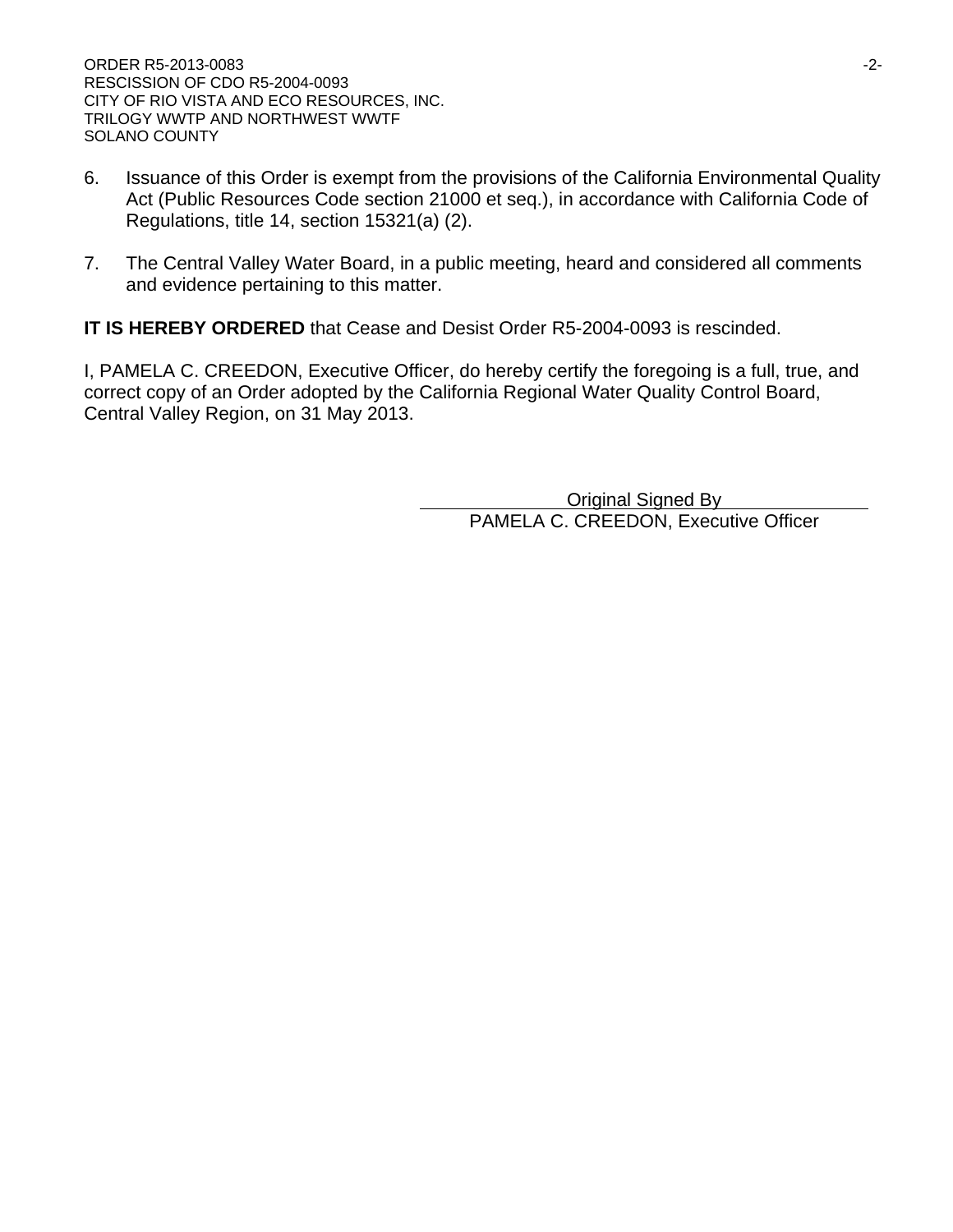6. Issuance of this Order is exempt from the provisions of the California Environmental Quality Act (Public Resources Code section 21000 et seq.), in accordance with California Code of Regulations, title 14, section 15321(a) (2).

7. The Central Valley Water Board, in a public meeting, heard and considered all comments and evidence pertaining to this matter.

**IT IS HEREBY ORDERED** that Cease and Desist Order R5-2004-0093 is rescinded.

I, PAMELA C. CREEDON, Executive Officer, do hereby certify the foregoing is a full, true, and correct copy of an Order adopted by the California Regional Water Quality Control Board, Central Valley Region, on 31 May 2013.

Original Signed By
PAMELA C. CREEDON, Executive Officer